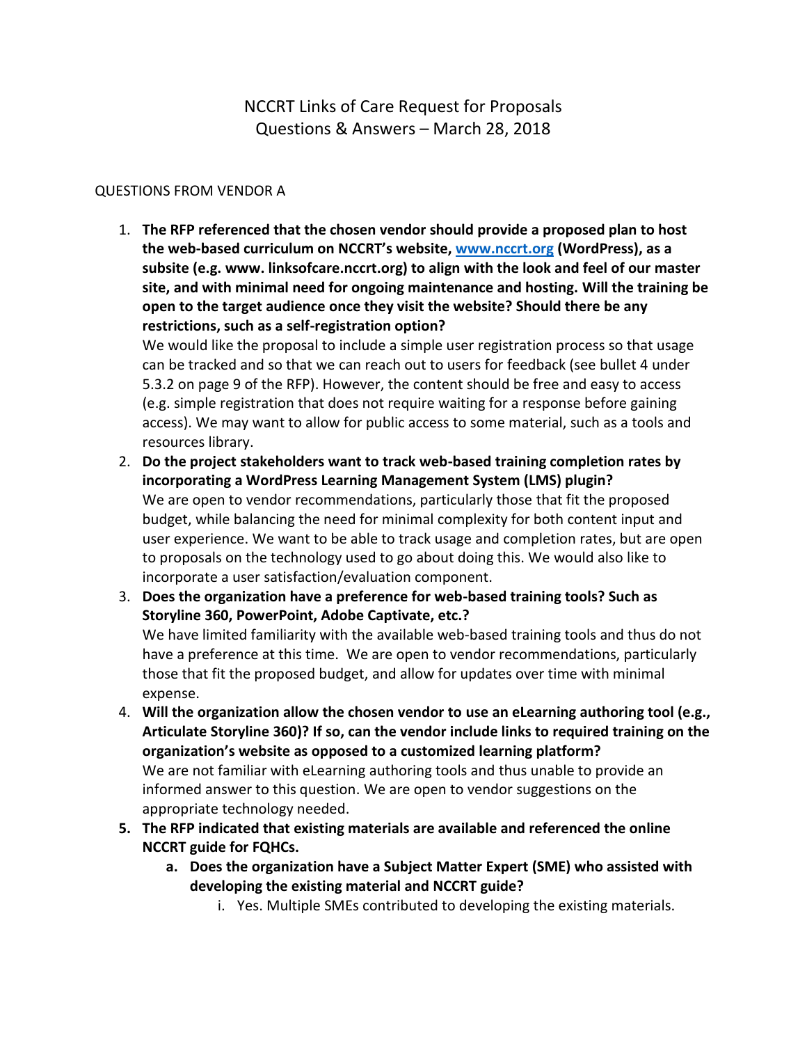# NCCRT Links of Care Request for Proposals
## Questions & Answers – March 28, 2018

QUESTIONS FROM VENDOR A

1. **The RFP referenced that the chosen vendor should provide a proposed plan to host the web-based curriculum on NCCRT's website, [www.nccrt.org](www.nccrt.org) (WordPress), as a subsite (e.g. www. linksofcare.nccrt.org) to align with the look and feel of our master site, and with minimal need for ongoing maintenance and hosting. Will the training be open to the target audience once they visit the website? Should there be any restrictions, such as a self-registration option?**
   We would like the proposal to include a simple user registration process so that usage can be tracked and so that we can reach out to users for feedback (see bullet 4 under 5.3.2 on page 9 of the RFP). However, the content should be free and easy to access (e.g. simple registration that does not require waiting for a response before gaining access). We may want to allow for public access to some material, such as a tools and resources library.
2. **Do the project stakeholders want to track web-based training completion rates by incorporating a WordPress Learning Management System (LMS) plugin?**
   We are open to vendor recommendations, particularly those that fit the proposed budget, while balancing the need for minimal complexity for both content input and user experience. We want to be able to track usage and completion rates, but are open to proposals on the technology used to go about doing this. We would also like to incorporate a user satisfaction/evaluation component.
3. **Does the organization have a preference for web-based training tools? Such as Storyline 360, PowerPoint, Adobe Captivate, etc.?**
   We have limited familiarity with the available web-based training tools and thus do not have a preference at this time. We are open to vendor recommendations, particularly those that fit the proposed budget, and allow for updates over time with minimal expense.
4. **Will the organization allow the chosen vendor to use an eLearning authoring tool (e.g., Articulate Storyline 360)? If so, can the vendor include links to required training on the organization's website as opposed to a customized learning platform?**
   We are not familiar with eLearning authoring tools and thus unable to provide an informed answer to this question. We are open to vendor suggestions on the appropriate technology needed.
5. **The RFP indicated that existing materials are available and referenced the online NCCRT guide for FQHCs.**
   a. **Does the organization have a Subject Matter Expert (SME) who assisted with developing the existing material and NCCRT guide?**
      i. Yes. Multiple SMEs contributed to developing the existing materials.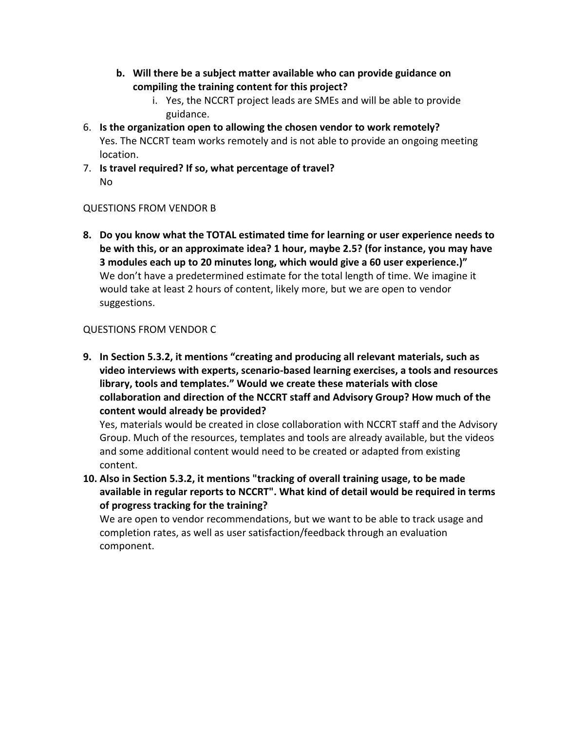b. **Will there be a subject matter available who can provide guidance on compiling the training content for this project?**
      i. Yes, the NCCRT project leads are SMEs and will be able to provide guidance.

6. **Is the organization open to allowing the chosen vendor to work remotely?**
   Yes. The NCCRT team works remotely and is not able to provide an ongoing meeting location.
7. **Is travel required? If so, what percentage of travel?**
   No

QUESTIONS FROM VENDOR B

8. **Do you know what the TOTAL estimated time for learning or user experience needs to be with this, or an approximate idea? 1 hour, maybe 2.5? (for instance, you may have 3 modules each up to 20 minutes long, which would give a 60 user experience.)"**
   We don't have a predetermined estimate for the total length of time. We imagine it would take at least 2 hours of content, likely more, but we are open to vendor suggestions.

QUESTIONS FROM VENDOR C

9. **In Section 5.3.2, it mentions "creating and producing all relevant materials, such as video interviews with experts, scenario-based learning exercises, a tools and resources library, tools and templates." Would we create these materials with close collaboration and direction of the NCCRT staff and Advisory Group? How much of the content would already be provided?**
   Yes, materials would be created in close collaboration with NCCRT staff and the Advisory Group. Much of the resources, templates and tools are already available, but the videos and some additional content would need to be created or adapted from existing content.
10. **Also in Section 5.3.2, it mentions "tracking of overall training usage, to be made available in regular reports to NCCRT". What kind of detail would be required in terms of progress tracking for the training?**
    We are open to vendor recommendations, but we want to be able to track usage and completion rates, as well as user satisfaction/feedback through an evaluation component.